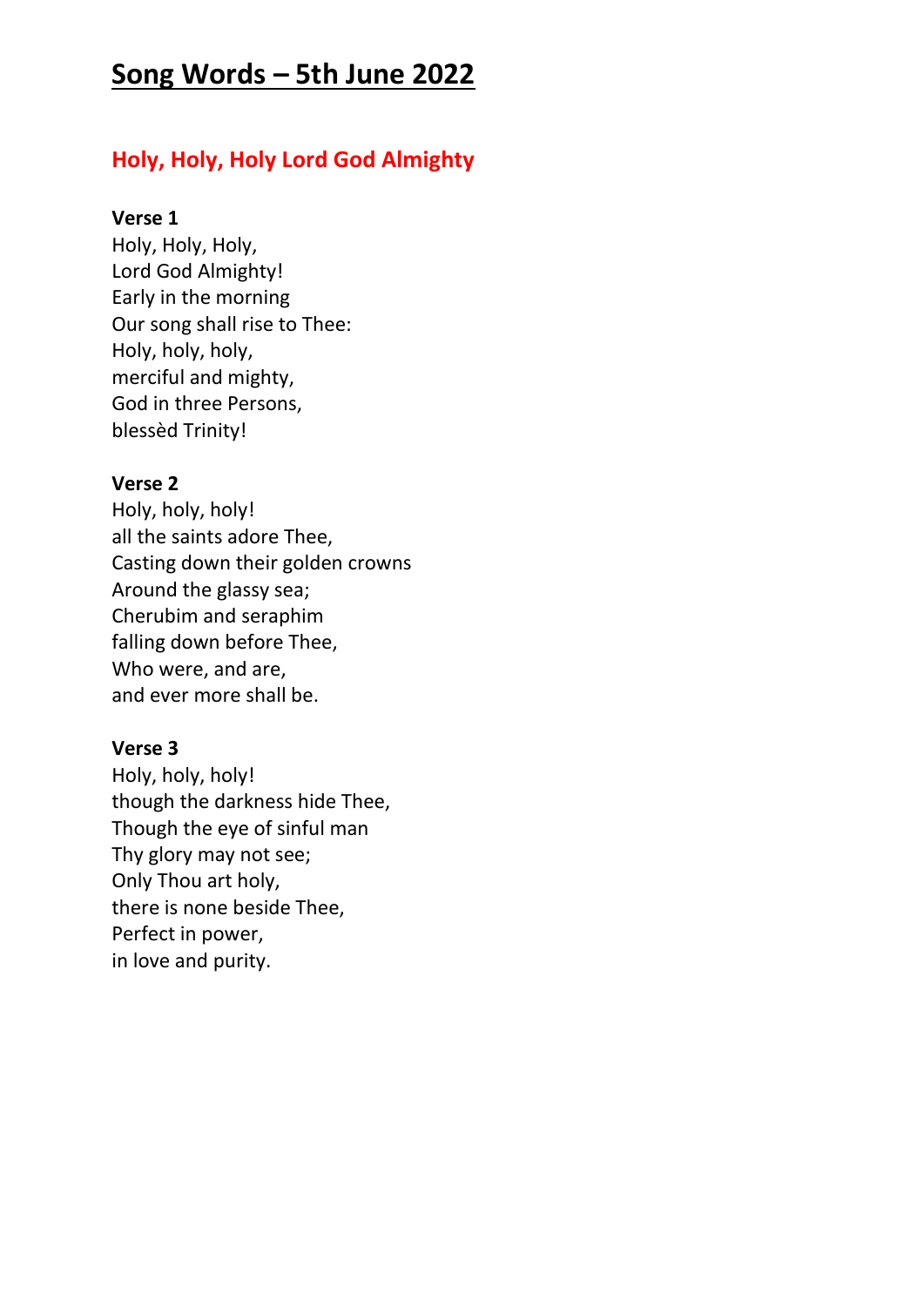# Song Words – 5th June 2022

## Holy, Holy, Holy Lord God Almighty

**Verse 1**
Holy, Holy, Holy,
Lord God Almighty!
Early in the morning
Our song shall rise to Thee:
Holy, holy, holy,
merciful and mighty,
God in three Persons,
blessèd Trinity!

**Verse 2**
Holy, holy, holy!
all the saints adore Thee,
Casting down their golden crowns
Around the glassy sea;
Cherubim and seraphim
falling down before Thee,
Who were, and are,
and ever more shall be.

**Verse 3**
Holy, holy, holy!
though the darkness hide Thee,
Though the eye of sinful man
Thy glory may not see;
Only Thou art holy,
there is none beside Thee,
Perfect in power,
in love and purity.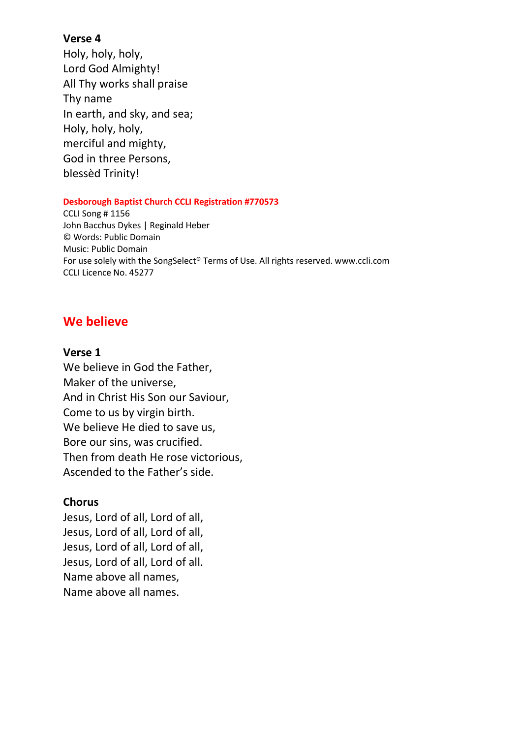**Verse 4**
Holy, holy, holy,
Lord God Almighty!
All Thy works shall praise
Thy name
In earth, and sky, and sea;
Holy, holy, holy,
merciful and mighty,
God in three Persons,
blessèd Trinity!

**Desborough Baptist Church CCLI Registration #770573**
CCLI Song # 1156
John Bacchus Dykes | Reginald Heber
© Words: Public Domain
Music: Public Domain
For use solely with the SongSelect® Terms of Use. All rights reserved. www.ccli.com
CCLI Licence No. 45277

## We believe

**Verse 1**
We believe in God the Father,
Maker of the universe,
And in Christ His Son our Saviour,
Come to us by virgin birth.
We believe He died to save us,
Bore our sins, was crucified.
Then from death He rose victorious,
Ascended to the Father's side.

**Chorus**
Jesus, Lord of all, Lord of all,
Jesus, Lord of all, Lord of all,
Jesus, Lord of all, Lord of all,
Jesus, Lord of all, Lord of all.
Name above all names,
Name above all names.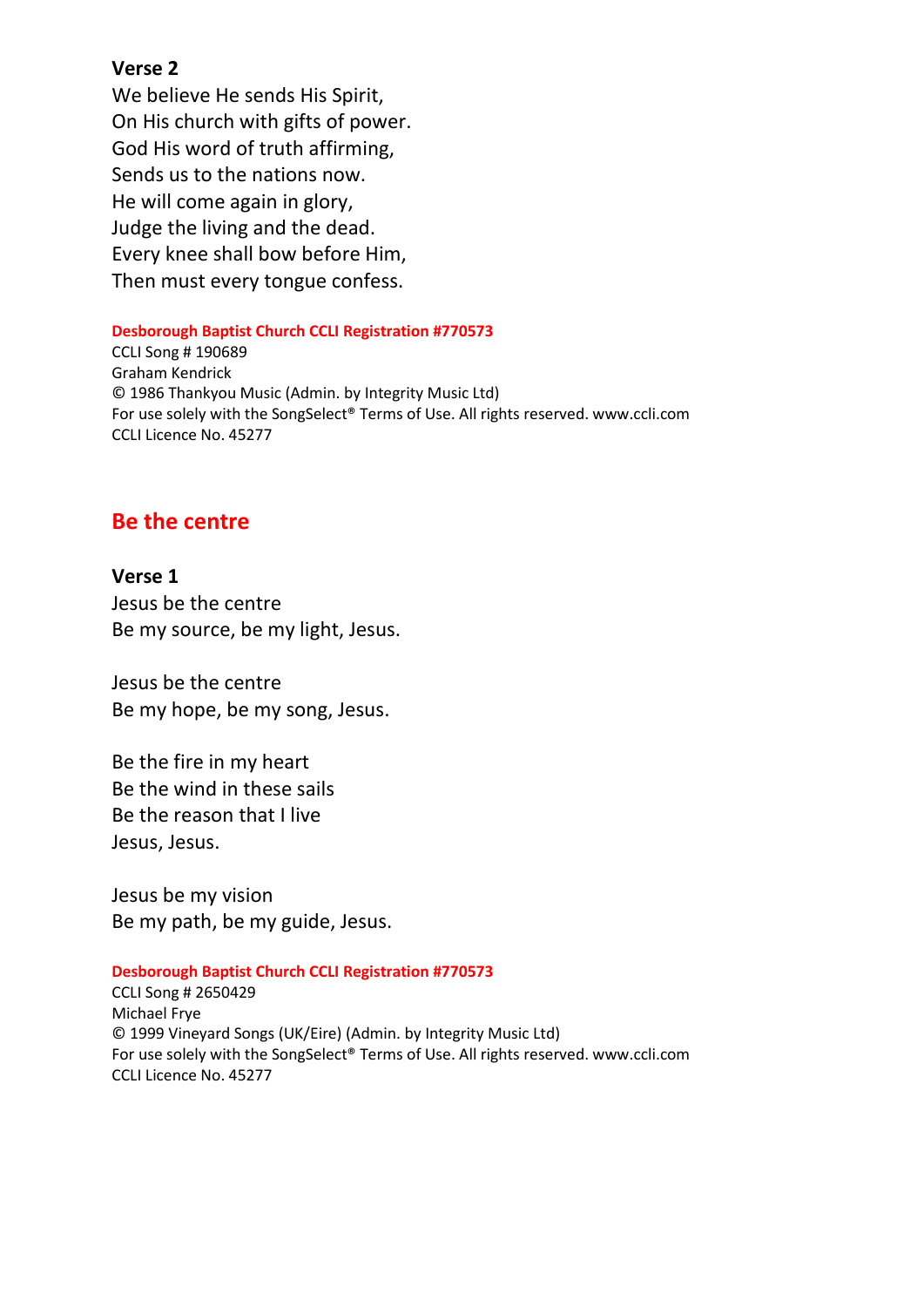**Verse 2**
We believe He sends His Spirit,
On His church with gifts of power.
God His word of truth affirming,
Sends us to the nations now.
He will come again in glory,
Judge the living and the dead.
Every knee shall bow before Him,
Then must every tongue confess.

**Desborough Baptist Church CCLI Registration #770573**
CCLI Song # 190689
Graham Kendrick
© 1986 Thankyou Music (Admin. by Integrity Music Ltd)
For use solely with the SongSelect® Terms of Use. All rights reserved. www.ccli.com
CCLI Licence No. 45277

## Be the centre

**Verse 1**
Jesus be the centre
Be my source, be my light, Jesus.

Jesus be the centre
Be my hope, be my song, Jesus.

Be the fire in my heart
Be the wind in these sails
Be the reason that I live
Jesus, Jesus.

Jesus be my vision
Be my path, be my guide, Jesus.

**Desborough Baptist Church CCLI Registration #770573**
CCLI Song # 2650429
Michael Frye
© 1999 Vineyard Songs (UK/Eire) (Admin. by Integrity Music Ltd)
For use solely with the SongSelect® Terms of Use. All rights reserved. www.ccli.com
CCLI Licence No. 45277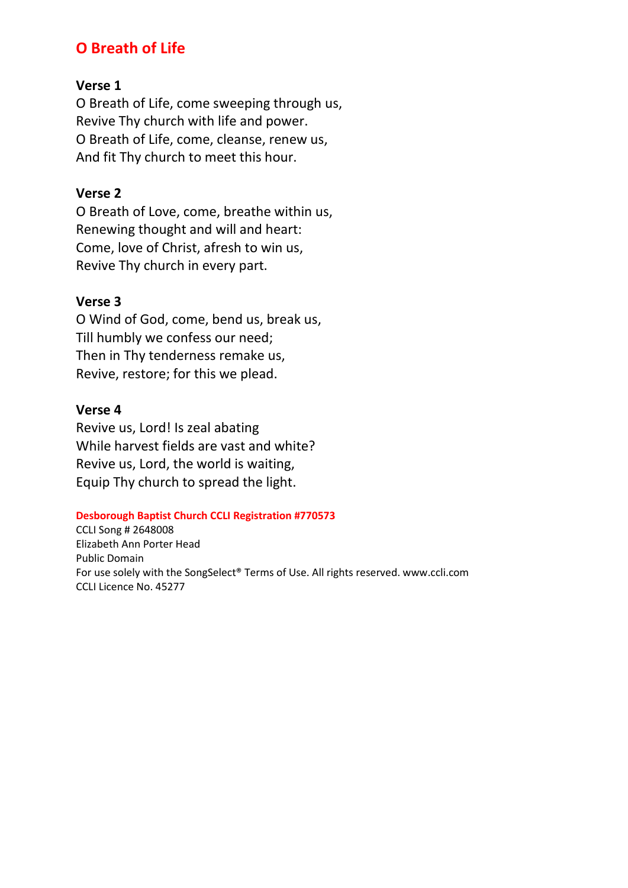# O Breath of Life

**Verse 1**
O Breath of Life, come sweeping through us,
Revive Thy church with life and power.
O Breath of Life, come, cleanse, renew us,
And fit Thy church to meet this hour.

**Verse 2**
O Breath of Love, come, breathe within us,
Renewing thought and will and heart:
Come, love of Christ, afresh to win us,
Revive Thy church in every part.

**Verse 3**
O Wind of God, come, bend us, break us,
Till humbly we confess our need;
Then in Thy tenderness remake us,
Revive, restore; for this we plead.

**Verse 4**
Revive us, Lord! Is zeal abating
While harvest fields are vast and white?
Revive us, Lord, the world is waiting,
Equip Thy church to spread the light.

**Desborough Baptist Church CCLI Registration #770573**
CCLI Song # 2648008
Elizabeth Ann Porter Head
Public Domain
For use solely with the SongSelect® Terms of Use. All rights reserved. www.ccli.com
CCLI Licence No. 45277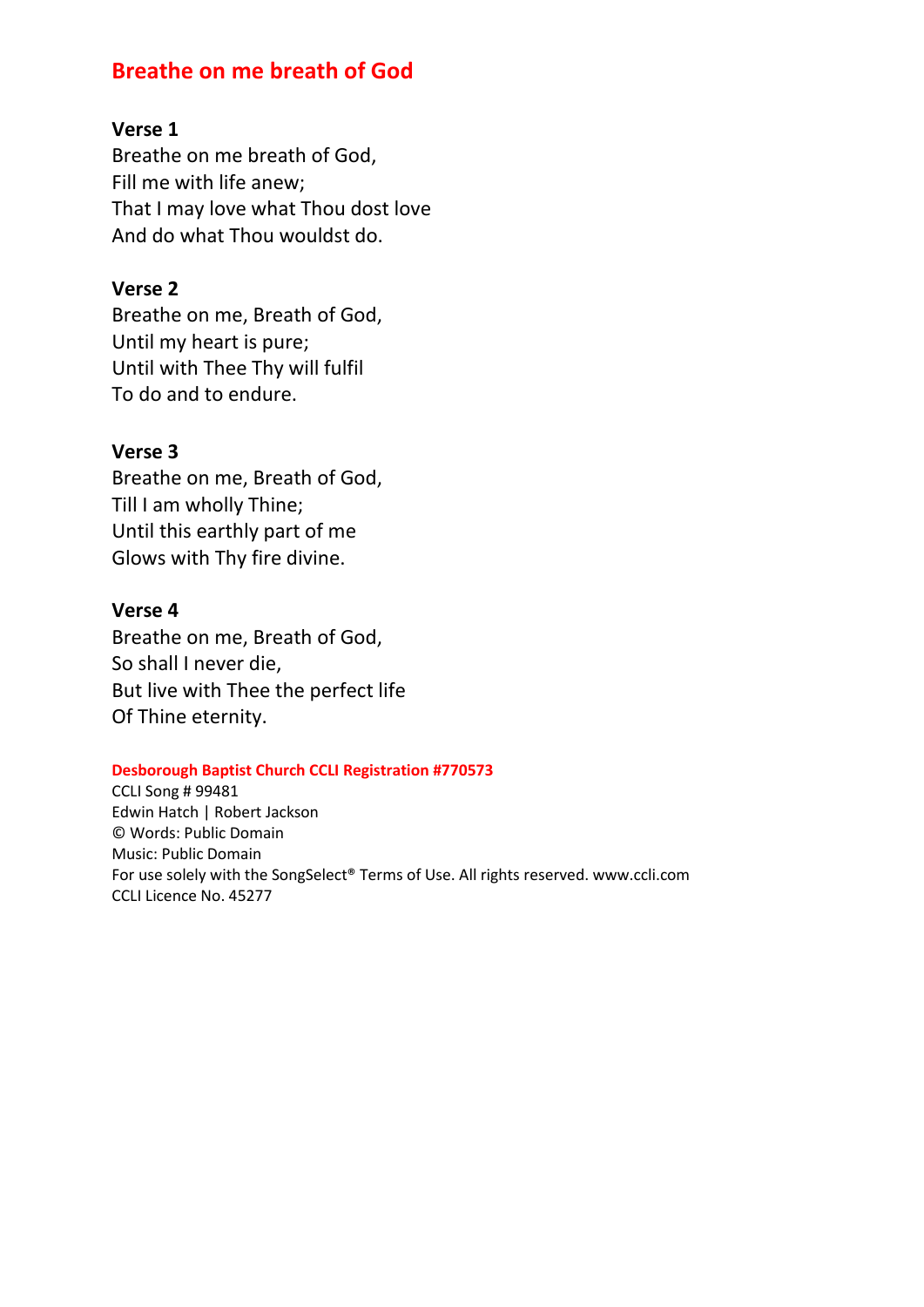# Breathe on me breath of God

**Verse 1**
Breathe on me breath of God,
Fill me with life anew;
That I may love what Thou dost love
And do what Thou wouldst do.

**Verse 2**
Breathe on me, Breath of God,
Until my heart is pure;
Until with Thee Thy will fulfil
To do and to endure.

**Verse 3**
Breathe on me, Breath of God,
Till I am wholly Thine;
Until this earthly part of me
Glows with Thy fire divine.

**Verse 4**
Breathe on me, Breath of God,
So shall I never die,
But live with Thee the perfect life
Of Thine eternity.

**Desborough Baptist Church CCLI Registration #770573**
CCLI Song # 99481
Edwin Hatch | Robert Jackson
© Words: Public Domain
Music: Public Domain
For use solely with the SongSelect® Terms of Use. All rights reserved. www.ccli.com
CCLI Licence No. 45277